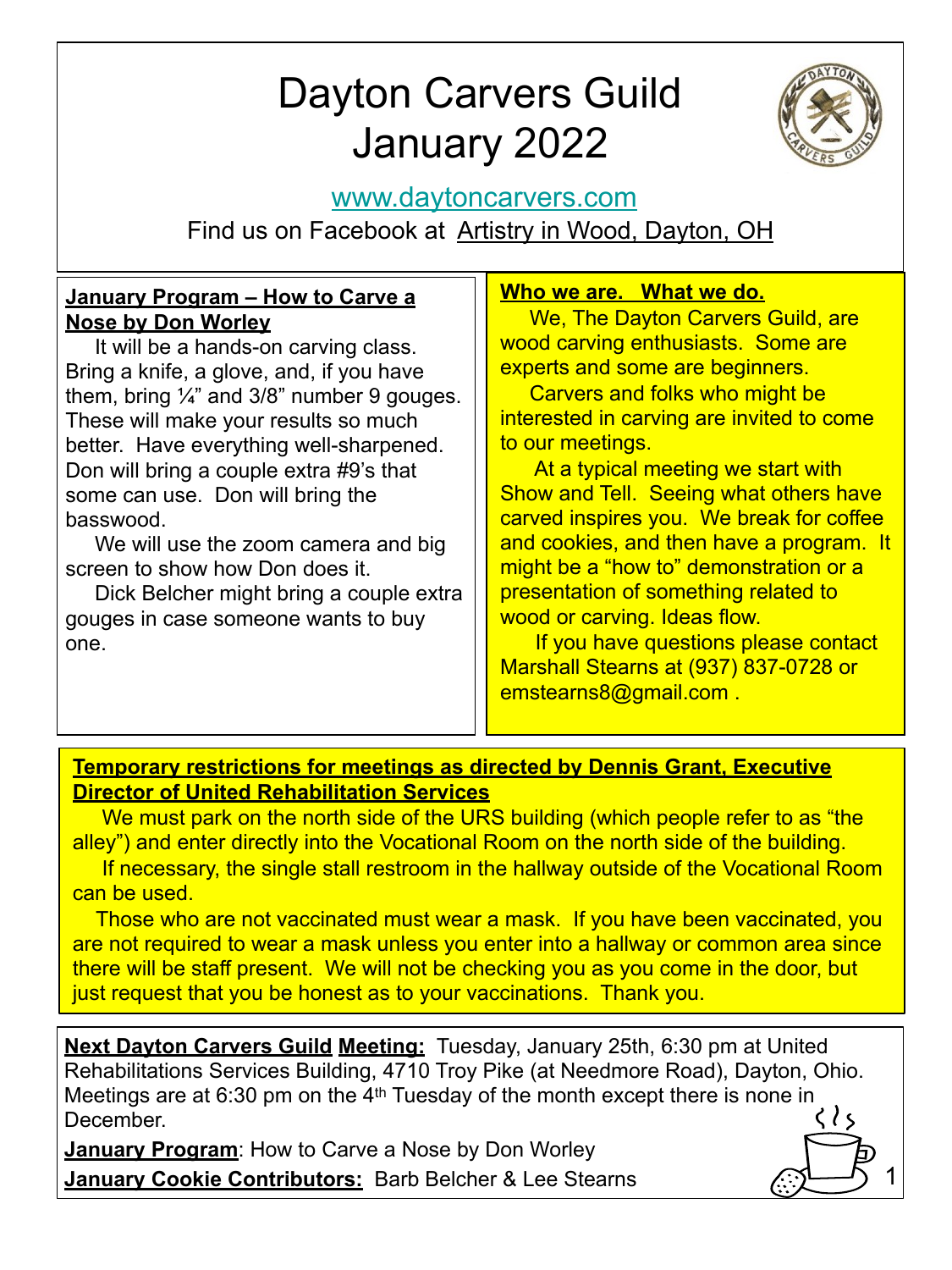# Dayton Carvers Guild
# January 2022

www.daytoncarvers.com

Find us on Facebook at Artistry in Wood, Dayton, OH

**January Program – How to Carve a Nose by Don Worley**

It will be a hands-on carving class. Bring a knife, a glove, and, if you have them, bring ¼" and 3/8" number 9 gouges. These will make your results so much better. Have everything well-sharpened. Don will bring a couple extra #9's that some can use. Don will bring the basswood.

We will use the zoom camera and big screen to show how Don does it.

Dick Belcher might bring a couple extra gouges in case someone wants to buy one.

**Who we are. What we do.**

We, The Dayton Carvers Guild, are wood carving enthusiasts. Some are experts and some are beginners.

Carvers and folks who might be interested in carving are invited to come to our meetings.

At a typical meeting we start with Show and Tell. Seeing what others have carved inspires you. We break for coffee and cookies, and then have a program. It might be a "how to" demonstration or a presentation of something related to wood or carving. Ideas flow.

If you have questions please contact Marshall Stearns at (937) 837-0728 or emstearns8@gmail.com .

**Temporary restrictions for meetings as directed by Dennis Grant, Executive Director of United Rehabilitation Services**

We must park on the north side of the URS building (which people refer to as "the alley") and enter directly into the Vocational Room on the north side of the building.

If necessary, the single stall restroom in the hallway outside of the Vocational Room can be used.

Those who are not vaccinated must wear a mask. If you have been vaccinated, you are not required to wear a mask unless you enter into a hallway or common area since there will be staff present. We will not be checking you as you come in the door, but just request that you be honest as to your vaccinations. Thank you.

**Next Dayton Carvers Guild Meeting:** Tuesday, January 25th, 6:30 pm at United Rehabilitations Services Building, 4710 Troy Pike (at Needmore Road), Dayton, Ohio. Meetings are at 6:30 pm on the 4th Tuesday of the month except there is none in December.

**January Program**: How to Carve a Nose by Don Worley

**January Cookie Contributors:** Barb Belcher & Lee Stearns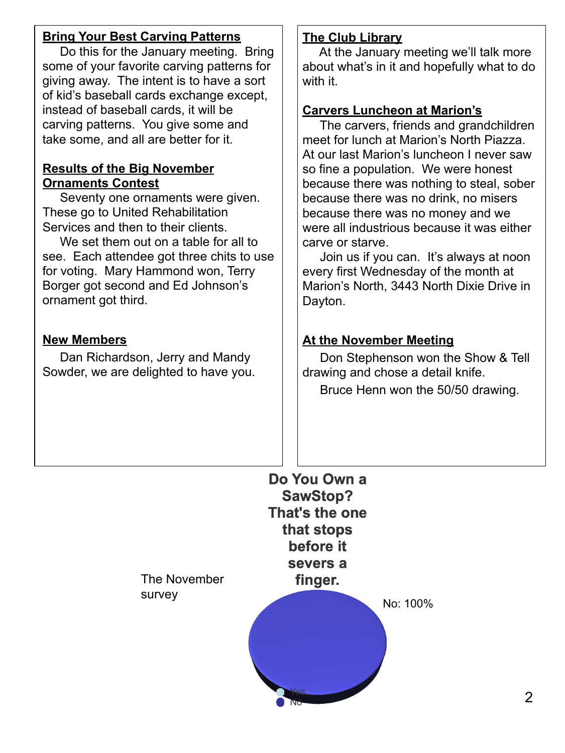## Bring Your Best Carving Patterns

Do this for the January meeting. Bring some of your favorite carving patterns for giving away. The intent is to have a sort of kid's baseball cards exchange except, instead of baseball cards, it will be carving patterns. You give some and take some, and all are better for it.

## Results of the Big November Ornaments Contest

Seventy one ornaments were given. These go to United Rehabilitation Services and then to their clients.

We set them out on a table for all to see. Each attendee got three chits to use for voting. Mary Hammond won, Terry Borger got second and Ed Johnson's ornament got third.

## New Members

Dan Richardson, Jerry and Mandy Sowder, we are delighted to have you.

## The Club Library

At the January meeting we'll talk more about what's in it and hopefully what to do with it.

## Carvers Luncheon at Marion's

The carvers, friends and grandchildren meet for lunch at Marion's North Piazza. At our last Marion's luncheon I never saw so fine a population. We were honest because there was nothing to steal, sober because there was no drink, no misers because there was no money and we were all industrious because it was either carve or starve.

Join us if you can. It's always at noon every first Wednesday of the month at Marion's North, 3443 North Dixie Drive in Dayton.

## At the November Meeting

Don Stephenson won the Show & Tell drawing and chose a detail knife.

Bruce Henn won the 50/50 drawing.

The November survey

**Do You Own a SawStop? That's the one that stops before it severs a finger.**

No: 100%

Yes

No